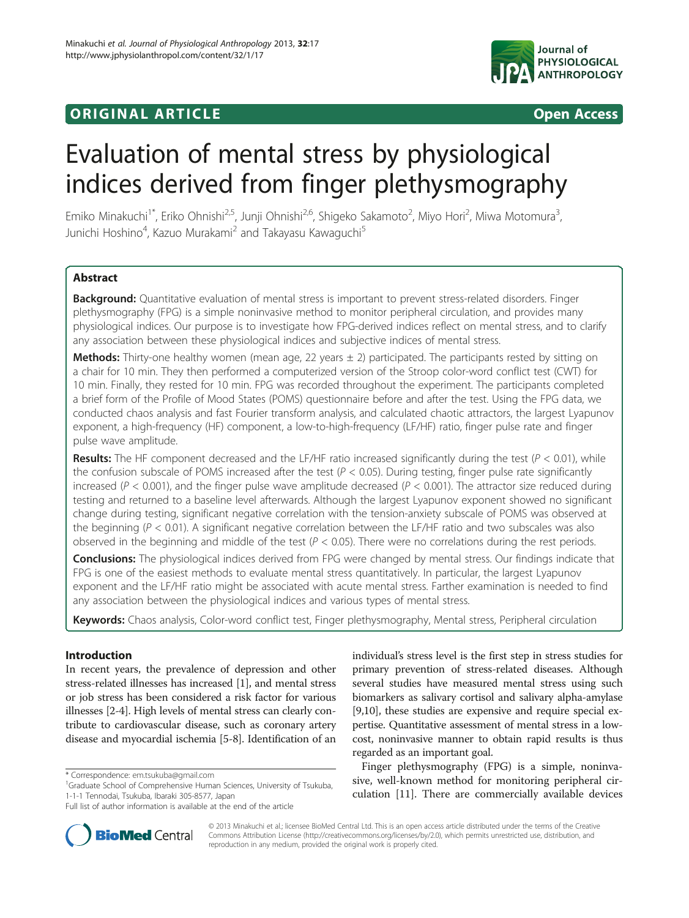ORIGINAL ARTICLE Open Access

# Evaluation of mental stress by physiological indices derived from finger plethysmography

Emiko Minakuchi[1*], Eriko Ohnishi[2,5], Junji Ohnishi[2,6], Shigeko Sakamoto[2], Miyo Hori[2], Miwa Motomura[3], Junichi Hoshino[4], Kazuo Murakami[2] and Takayasu Kawaguchi[5]

## Abstract

**Background:** Quantitative evaluation of mental stress is important to prevent stress-related disorders. Finger plethysmography (FPG) is a simple noninvasive method to monitor peripheral circulation, and provides many physiological indices. Our purpose is to investigate how FPG-derived indices reflect on mental stress, and to clarify any association between these physiological indices and subjective indices of mental stress.

**Methods:** Thirty-one healthy women (mean age, 22 years ± 2) participated. The participants rested by sitting on a chair for 10 min. They then performed a computerized version of the Stroop color-word conflict test (CWT) for 10 min. Finally, they rested for 10 min. FPG was recorded throughout the experiment. The participants completed a brief form of the Profile of Mood States (POMS) questionnaire before and after the test. Using the FPG data, we conducted chaos analysis and fast Fourier transform analysis, and calculated chaotic attractors, the largest Lyapunov exponent, a high-frequency (HF) component, a low-to-high-frequency (LF/HF) ratio, finger pulse rate and finger pulse wave amplitude.

**Results:** The HF component decreased and the LF/HF ratio increased significantly during the test ($P < 0.01$), while the confusion subscale of POMS increased after the test ($P < 0.05$). During testing, finger pulse rate significantly increased ($P < 0.001$), and the finger pulse wave amplitude decreased ($P < 0.001$). The attractor size reduced during testing and returned to a baseline level afterwards. Although the largest Lyapunov exponent showed no significant change during testing, significant negative correlation with the tension-anxiety subscale of POMS was observed at the beginning ($P < 0.01$). A significant negative correlation between the LF/HF ratio and two subscales was also observed in the beginning and middle of the test ($P < 0.05$). There were no correlations during the rest periods.

**Conclusions:** The physiological indices derived from FPG were changed by mental stress. Our findings indicate that FPG is one of the easiest methods to evaluate mental stress quantitatively. In particular, the largest Lyapunov exponent and the LF/HF ratio might be associated with acute mental stress. Farther examination is needed to find any association between the physiological indices and various types of mental stress.

**Keywords:** Chaos analysis, Color-word conflict test, Finger plethysmography, Mental stress, Peripheral circulation

## Introduction

In recent years, the prevalence of depression and other stress-related illnesses has increased [1], and mental stress or job stress has been considered a risk factor for various illnesses [2-4]. High levels of mental stress can clearly contribute to cardiovascular disease, such as coronary artery disease and myocardial ischemia [5-8]. Identification of an individual's stress level is the first step in stress studies for primary prevention of stress-related diseases. Although several studies have measured mental stress using such biomarkers as salivary cortisol and salivary alpha-amylase [9,10], these studies are expensive and require special expertise. Quantitative assessment of mental stress in a low-cost, noninvasive manner to obtain rapid results is thus regarded as an important goal.

Finger plethysmography (FPG) is a simple, noninvasive, well-known method for monitoring peripheral circulation [11]. There are commercially available devices

\* Correspondence: em.tsukuba@gmail.com
[1]Graduate School of Comprehensive Human Sciences, University of Tsukuba, 1-1-1 Tennodai, Tsukuba, Ibaraki 305-8577, Japan
Full list of author information is available at the end of the article

© 2013 Minakuchi et al.; licensee BioMed Central Ltd. This is an open access article distributed under the terms of the Creative Commons Attribution License (http://creativecommons.org/licenses/by/2.0), which permits unrestricted use, distribution, and reproduction in any medium, provided the original work is properly cited.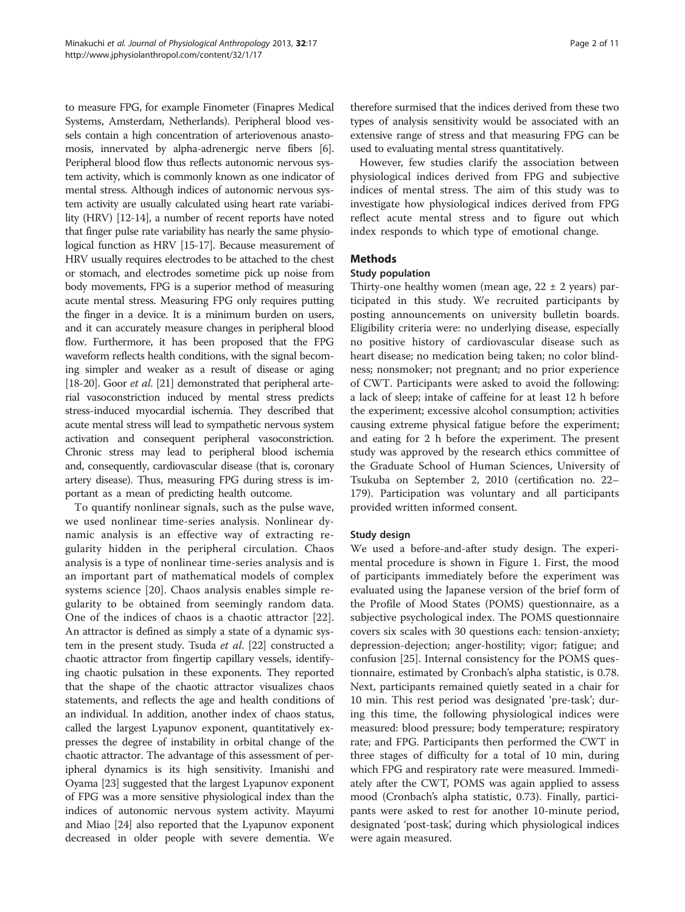to measure FPG, for example Finometer (Finapres Medical Systems, Amsterdam, Netherlands). Peripheral blood vessels contain a high concentration of arteriovenous anastomosis, innervated by alpha-adrenergic nerve fibers [6]. Peripheral blood flow thus reflects autonomic nervous system activity, which is commonly known as one indicator of mental stress. Although indices of autonomic nervous system activity are usually calculated using heart rate variability (HRV) [12-14], a number of recent reports have noted that finger pulse rate variability has nearly the same physiological function as HRV [15-17]. Because measurement of HRV usually requires electrodes to be attached to the chest or stomach, and electrodes sometime pick up noise from body movements, FPG is a superior method of measuring acute mental stress. Measuring FPG only requires putting the finger in a device. It is a minimum burden on users, and it can accurately measure changes in peripheral blood flow. Furthermore, it has been proposed that the FPG waveform reflects health conditions, with the signal becoming simpler and weaker as a result of disease or aging [18-20]. Goor *et al*. [21] demonstrated that peripheral arterial vasoconstriction induced by mental stress predicts stress-induced myocardial ischemia. They described that acute mental stress will lead to sympathetic nervous system activation and consequent peripheral vasoconstriction. Chronic stress may lead to peripheral blood ischemia and, consequently, cardiovascular disease (that is, coronary artery disease). Thus, measuring FPG during stress is important as a mean of predicting health outcome.

To quantify nonlinear signals, such as the pulse wave, we used nonlinear time-series analysis. Nonlinear dynamic analysis is an effective way of extracting regularity hidden in the peripheral circulation. Chaos analysis is a type of nonlinear time-series analysis and is an important part of mathematical models of complex systems science [20]. Chaos analysis enables simple regularity to be obtained from seemingly random data. One of the indices of chaos is a chaotic attractor [22]. An attractor is defined as simply a state of a dynamic system in the present study. Tsuda *et al*. [22] constructed a chaotic attractor from fingertip capillary vessels, identifying chaotic pulsation in these exponents. They reported that the shape of the chaotic attractor visualizes chaos statements, and reflects the age and health conditions of an individual. In addition, another index of chaos status, called the largest Lyapunov exponent, quantitatively expresses the degree of instability in orbital change of the chaotic attractor. The advantage of this assessment of peripheral dynamics is its high sensitivity. Imanishi and Oyama [23] suggested that the largest Lyapunov exponent of FPG was a more sensitive physiological index than the indices of autonomic nervous system activity. Mayumi and Miao [24] also reported that the Lyapunov exponent decreased in older people with severe dementia. We therefore surmised that the indices derived from these two types of analysis sensitivity would be associated with an extensive range of stress and that measuring FPG can be used to evaluating mental stress quantitatively.

However, few studies clarify the association between physiological indices derived from FPG and subjective indices of mental stress. The aim of this study was to investigate how physiological indices derived from FPG reflect acute mental stress and to figure out which index responds to which type of emotional change.

## Methods

### Study population

Thirty-one healthy women (mean age, 22 ± 2 years) participated in this study. We recruited participants by posting announcements on university bulletin boards. Eligibility criteria were: no underlying disease, especially no positive history of cardiovascular disease such as heart disease; no medication being taken; no color blindness; nonsmoker; not pregnant; and no prior experience of CWT. Participants were asked to avoid the following: a lack of sleep; intake of caffeine for at least 12 h before the experiment; excessive alcohol consumption; activities causing extreme physical fatigue before the experiment; and eating for 2 h before the experiment. The present study was approved by the research ethics committee of the Graduate School of Human Sciences, University of Tsukuba on September 2, 2010 (certification no. 22–179). Participation was voluntary and all participants provided written informed consent.

### Study design

We used a before-and-after study design. The experimental procedure is shown in Figure 1. First, the mood of participants immediately before the experiment was evaluated using the Japanese version of the brief form of the Profile of Mood States (POMS) questionnaire, as a subjective psychological index. The POMS questionnaire covers six scales with 30 questions each: tension-anxiety; depression-dejection; anger-hostility; vigor; fatigue; and confusion [25]. Internal consistency for the POMS questionnaire, estimated by Cronbach's alpha statistic, is 0.78. Next, participants remained quietly seated in a chair for 10 min. This rest period was designated 'pre-task'; during this time, the following physiological indices were measured: blood pressure; body temperature; respiratory rate; and FPG. Participants then performed the CWT in three stages of difficulty for a total of 10 min, during which FPG and respiratory rate were measured. Immediately after the CWT, POMS was again applied to assess mood (Cronbach's alpha statistic, 0.73). Finally, participants were asked to rest for another 10-minute period, designated 'post-task', during which physiological indices were again measured.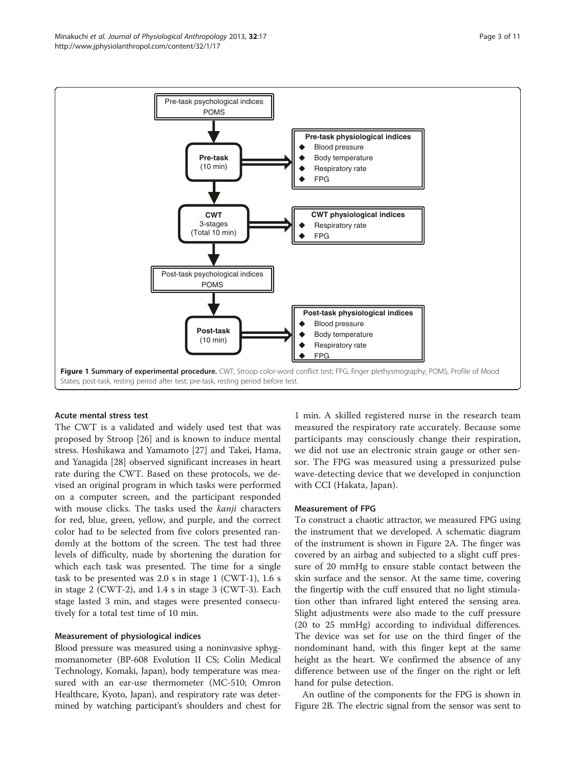Pre-task psychological indices
POMS

Pre-task (10 min)

**Pre-task physiological indices**
- Blood pressure
- Body temperature
- Respiratory rate
- FPG

CWT 3-stages (Total 10 min)

**CWT physiological indices**
- Respiratory rate
- FPG

Post-task psychological indices
POMS

Post-task (10 min)

**Post-task physiological indices**
- Blood pressure
- Body temperature
- Respiratory rate
- FPG

**Figure 1 Summary of experimental procedure.** CWT, Stroop color-word conflict test; FPG, finger plethysmography; POMS, Profile of Mood States; post-task, resting period after test; pre-task, resting period before test.

### Acute mental stress test

The CWT is a validated and widely used test that was proposed by Stroop [26] and is known to induce mental stress. Hoshikawa and Yamamoto [27] and Takei, Hama, and Yanagida [28] observed significant increases in heart rate during the CWT. Based on these protocols, we devised an original program in which tasks were performed on a computer screen, and the participant responded with mouse clicks. The tasks used the *kanji* characters for red, blue, green, yellow, and purple, and the correct color had to be selected from five colors presented randomly at the bottom of the screen. The test had three levels of difficulty, made by shortening the duration for which each task was presented. The time for a single task to be presented was 2.0 s in stage 1 (CWT-1), 1.6 s in stage 2 (CWT-2), and 1.4 s in stage 3 (CWT-3). Each stage lasted 3 min, and stages were presented consecutively for a total test time of 10 min.

### Measurement of physiological indices

Blood pressure was measured using a noninvasive sphygmomanometer (BP-608 Evolution II CS; Colin Medical Technology, Komaki, Japan), body temperature was measured with an ear-use thermometer (MC-510; Omron Healthcare, Kyoto, Japan), and respiratory rate was determined by watching participant's shoulders and chest for 1 min. A skilled registered nurse in the research team measured the respiratory rate accurately. Because some participants may consciously change their respiration, we did not use an electronic strain gauge or other sensor. The FPG was measured using a pressurized pulse wave-detecting device that we developed in conjunction with CCI (Hakata, Japan).

### Measurement of FPG

To construct a chaotic attractor, we measured FPG using the instrument that we developed. A schematic diagram of the instrument is shown in Figure 2A. The finger was covered by an airbag and subjected to a slight cuff pressure of 20 mmHg to ensure stable contact between the skin surface and the sensor. At the same time, covering the fingertip with the cuff ensured that no light stimulation other than infrared light entered the sensing area. Slight adjustments were also made to the cuff pressure (20 to 25 mmHg) according to individual differences. The device was set for use on the third finger of the nondominant hand, with this finger kept at the same height as the heart. We confirmed the absence of any difference between use of the finger on the right or left hand for pulse detection.

An outline of the components for the FPG is shown in Figure 2B. The electric signal from the sensor was sent to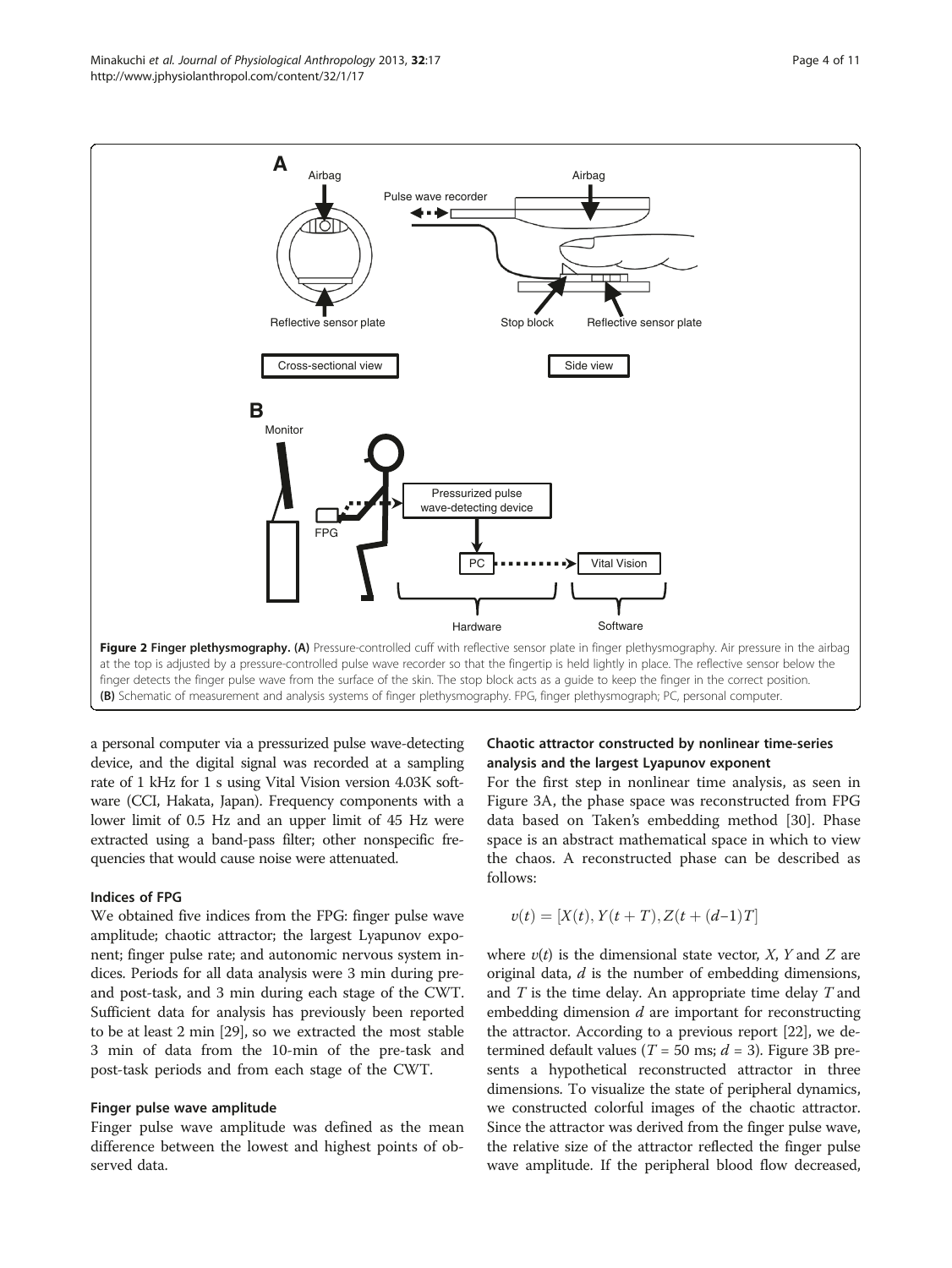Figure 2 **Finger plethysmography. (A)** Pressure-controlled cuff with reflective sensor plate in finger plethysmography. Air pressure in the airbag at the top is adjusted by a pressure-controlled pulse wave recorder so that the fingertip is held lightly in place. The reflective sensor below the finger detects the finger pulse wave from the surface of the skin. The stop block acts as a guide to keep the finger in the correct position. **(B)** Schematic of measurement and analysis systems of finger plethysmography. FPG, finger plethysmograph; PC, personal computer.

a personal computer via a pressurized pulse wave-detecting device, and the digital signal was recorded at a sampling rate of 1 kHz for 1 s using Vital Vision version 4.03K software (CCI, Hakata, Japan). Frequency components with a lower limit of 0.5 Hz and an upper limit of 45 Hz were extracted using a band-pass filter; other nonspecific frequencies that would cause noise were attenuated.

### Indices of FPG

We obtained five indices from the FPG: finger pulse wave amplitude; chaotic attractor; the largest Lyapunov exponent; finger pulse rate; and autonomic nervous system indices. Periods for all data analysis were 3 min during pre- and post-task, and 3 min during each stage of the CWT. Sufficient data for analysis has previously been reported to be at least 2 min [29], so we extracted the most stable 3 min of data from the 10-min of the pre-task and post-task periods and from each stage of the CWT.

#### Finger pulse wave amplitude

Finger pulse wave amplitude was defined as the mean difference between the lowest and highest points of observed data.

#### Chaotic attractor constructed by nonlinear time-series analysis and the largest Lyapunov exponent

For the first step in nonlinear time analysis, as seen in Figure 3A, the phase space was reconstructed from FPG data based on Taken's embedding method [30]. Phase space is an abstract mathematical space in which to view the chaos. A reconstructed phase can be described as follows:

$$v(t) = [X(t), Y(t+T), Z(t+(d-1)T]$$

where $v(t)$ is the dimensional state vector, $X$, $Y$ and $Z$ are original data, $d$ is the number of embedding dimensions, and $T$ is the time delay. An appropriate time delay $T$ and embedding dimension $d$ are important for reconstructing the attractor. According to a previous report [22], we determined default values ($T$ = 50 ms; $d$ = 3). Figure 3B presents a hypothetical reconstructed attractor in three dimensions. To visualize the state of peripheral dynamics, we constructed colorful images of the chaotic attractor. Since the attractor was derived from the finger pulse wave, the relative size of the attractor reflected the finger pulse wave amplitude. If the peripheral blood flow decreased,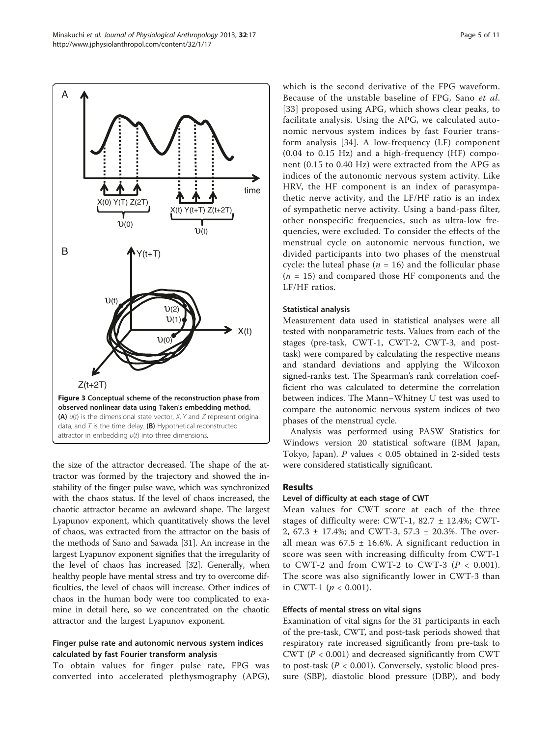**Figure 3 Conceptual scheme of the reconstruction phase from observed nonlinear data using Taken's embedding method.** **(A)** $\upsilon(t)$ is the dimensional state vector, $X$, $Y$ and $Z$ represent original data, and $T$ is the time delay. **(B)** Hypothetical reconstructed attractor in embedding $\upsilon(t)$ into three dimensions.

the size of the attractor decreased. The shape of the attractor was formed by the trajectory and showed the instability of the finger pulse wave, which was synchronized with the chaos status. If the level of chaos increased, the chaotic attractor became an awkward shape. The largest Lyapunov exponent, which quantitatively shows the level of chaos, was extracted from the attractor on the basis of the methods of Sano and Sawada [31]. An increase in the largest Lyapunov exponent signifies that the irregularity of the level of chaos has increased [32]. Generally, when healthy people have mental stress and try to overcome difficulties, the level of chaos will increase. Other indices of chaos in the human body were too complicated to examine in detail here, so we concentrated on the chaotic attractor and the largest Lyapunov exponent.

### Finger pulse rate and autonomic nervous system indices calculated by fast Fourier transform analysis

To obtain values for finger pulse rate, FPG was converted into accelerated plethysmography (APG), which is the second derivative of the FPG waveform. Because of the unstable baseline of FPG, Sano *et al.* [33] proposed using APG, which shows clear peaks, to facilitate analysis. Using the APG, we calculated autonomic nervous system indices by fast Fourier transform analysis [34]. A low-frequency (LF) component (0.04 to 0.15 Hz) and a high-frequency (HF) component (0.15 to 0.40 Hz) were extracted from the APG as indices of the autonomic nervous system activity. Like HRV, the HF component is an index of parasympathetic nerve activity, and the LF/HF ratio is an index of sympathetic nerve activity. Using a band-pass filter, other nonspecific frequencies, such as ultra-low frequencies, were excluded. To consider the effects of the menstrual cycle on autonomic nervous function, we divided participants into two phases of the menstrual cycle: the luteal phase ($n$ = 16) and the follicular phase ($n$ = 15) and compared those HF components and the LF/HF ratios.

### Statistical analysis

Measurement data used in statistical analyses were all tested with nonparametric tests. Values from each of the stages (pre-task, CWT-1, CWT-2, CWT-3, and post-task) were compared by calculating the respective means and standard deviations and applying the Wilcoxon signed-ranks test. The Spearman's rank correlation coefficient rho was calculated to determine the correlation between indices. The Mann–Whitney U test was used to compare the autonomic nervous system indices of two phases of the menstrual cycle.

Analysis was performed using PASW Statistics for Windows version 20 statistical software (IBM Japan, Tokyo, Japan). $P$ values < 0.05 obtained in 2-sided tests were considered statistically significant.

## Results

### Level of difficulty at each stage of CWT

Mean values for CWT score at each of the three stages of difficulty were: CWT-1, 82.7 ± 12.4%; CWT-2, 67.3 ± 17.4%; and CWT-3, 57.3 ± 20.3%. The overall mean was 67.5 ± 16.6%. A significant reduction in score was seen with increasing difficulty from CWT-1 to CWT-2 and from CWT-2 to CWT-3 ($P$ < 0.001). The score was also significantly lower in CWT-3 than in CWT-1 ($p$ < 0.001).

### Effects of mental stress on vital signs

Examination of vital signs for the 31 participants in each of the pre-task, CWT, and post-task periods showed that respiratory rate increased significantly from pre-task to CWT ($P$ < 0.001) and decreased significantly from CWT to post-task ($P$ < 0.001). Conversely, systolic blood pressure (SBP), diastolic blood pressure (DBP), and body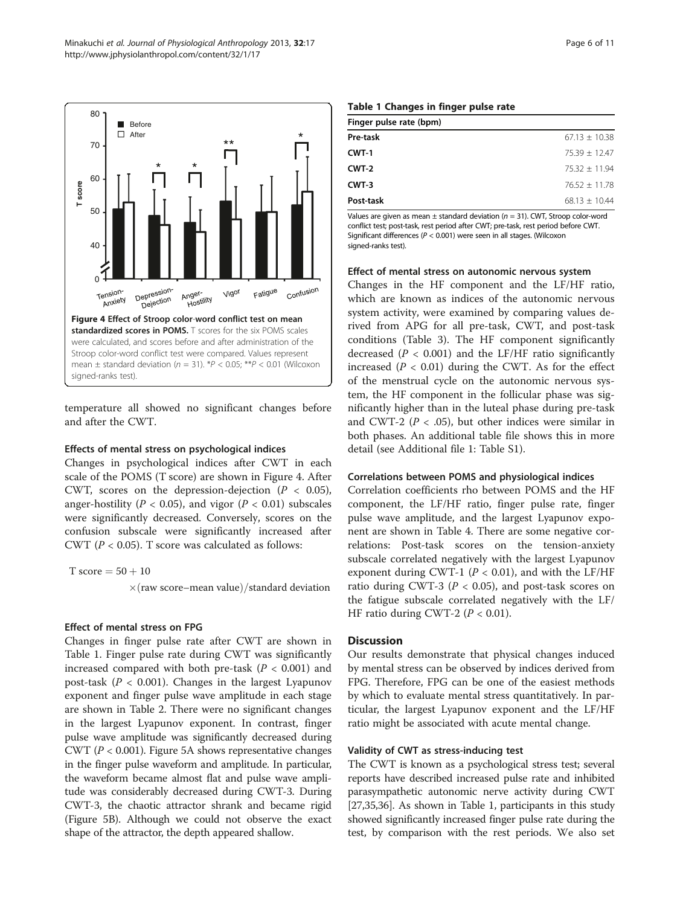Figure 4 Effect of Stroop color-word conflict test on mean standardized scores in POMS. T scores for the six POMS scales were calculated, and scores before and after administration of the Stroop color-word conflict test were compared. Values represent mean ± standard deviation ($n$ = 31). *$P$ < 0.05; **$P$ < 0.01 (Wilcoxon signed-ranks test).

temperature all showed no significant changes before and after the CWT.

### Effects of mental stress on psychological indices

Changes in psychological indices after CWT in each scale of the POMS (T score) are shown in Figure 4. After CWT, scores on the depression-dejection ($P < 0.05$), anger-hostility ($P < 0.05$), and vigor ($P < 0.01$) subscales were significantly decreased. Conversely, scores on the confusion subscale were significantly increased after CWT ($P < 0.05$). T score was calculated as follows:

$$\text{T score} = 50 + 10 \times (\text{raw score} - \text{mean value}) / \text{standard deviation}$$

### Effect of mental stress on FPG

Changes in finger pulse rate after CWT are shown in Table 1. Finger pulse rate during CWT was significantly increased compared with both pre-task ($P < 0.001$) and post-task ($P < 0.001$). Changes in the largest Lyapunov exponent and finger pulse wave amplitude in each stage are shown in Table 2. There were no significant changes in the largest Lyapunov exponent. In contrast, finger pulse wave amplitude was significantly decreased during CWT ($P < 0.001$). Figure 5A shows representative changes in the finger pulse waveform and amplitude. In particular, the waveform became almost flat and pulse wave amplitude was considerably decreased during CWT-3. During CWT-3, the chaotic attractor shrank and became rigid (Figure 5B). Although we could not observe the exact shape of the attractor, the depth appeared shallow.

**Table 1 Changes in finger pulse rate**

| Finger pulse rate (bpm) | |
|---|---|
| Pre-task | 67.13 ± 10.38 |
| CWT-1 | 75.39 ± 12.47 |
| CWT-2 | 75.32 ± 11.94 |
| CWT-3 | 76.52 ± 11.78 |
| Post-task | 68.13 ± 10.44 |

Values are given as mean ± standard deviation ($n$ = 31). CWT, Stroop color-word conflict test; post-task, rest period after CWT; pre-task, rest period before CWT. Significant differences ($P < 0.001$) were seen in all stages. (Wilcoxon signed-ranks test).

### Effect of mental stress on autonomic nervous system

Changes in the HF component and the LF/HF ratio, which are known as indices of the autonomic nervous system activity, were examined by comparing values derived from APG for all pre-task, CWT, and post-task conditions (Table 3). The HF component significantly decreased ($P < 0.001$) and the LF/HF ratio significantly increased ($P < 0.01$) during the CWT. As for the effect of the menstrual cycle on the autonomic nervous system, the HF component in the follicular phase was significantly higher than in the luteal phase during pre-task and CWT-2 ($P < .05$), but other indices were similar in both phases. An additional table file shows this in more detail (see Additional file 1: Table S1).

### Correlations between POMS and physiological indices

Correlation coefficients rho between POMS and the HF component, the LF/HF ratio, finger pulse rate, finger pulse wave amplitude, and the largest Lyapunov exponent are shown in Table 4. There are some negative correlations: Post-task scores on the tension-anxiety subscale correlated negatively with the largest Lyapunov exponent during CWT-1 ($P < 0.01$), and with the LF/HF ratio during CWT-3 ($P < 0.05$), and post-task scores on the fatigue subscale correlated negatively with the LF/HF ratio during CWT-2 ($P < 0.01$).

## Discussion

Our results demonstrate that physical changes induced by mental stress can be observed by indices derived from FPG. Therefore, FPG can be one of the easiest methods by which to evaluate mental stress quantitatively. In particular, the largest Lyapunov exponent and the LF/HF ratio might be associated with acute mental change.

### Validity of CWT as stress-inducing test

The CWT is known as a psychological stress test; several reports have described increased pulse rate and inhibited parasympathetic autonomic nerve activity during CWT [27,35,36]. As shown in Table 1, participants in this study showed significantly increased finger pulse rate during the test, by comparison with the rest periods. We also set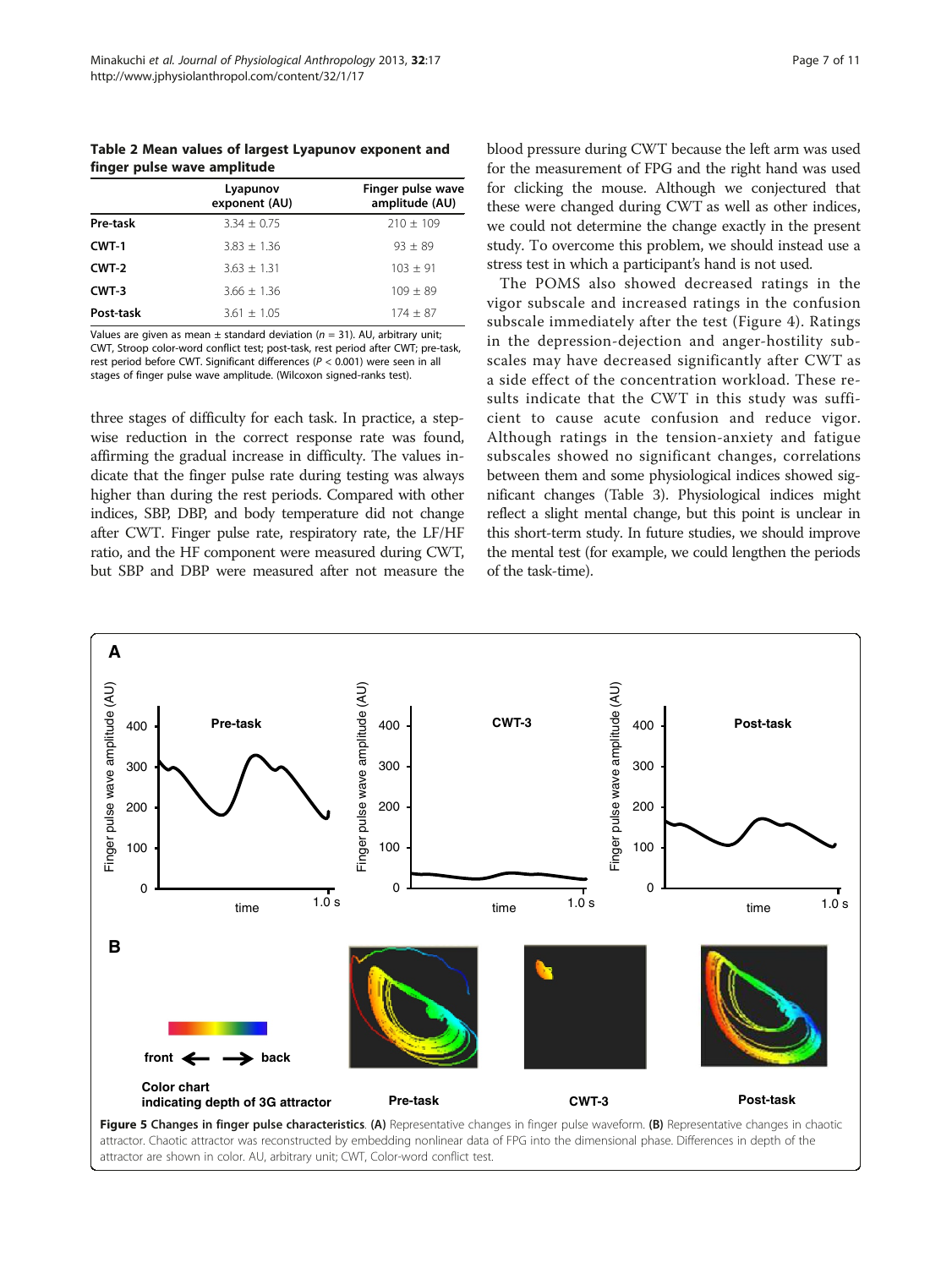**Table 2 Mean values of largest Lyapunov exponent and finger pulse wave amplitude**

| | Lyapunov exponent (AU) | Finger pulse wave amplitude (AU) |
|---|---|---|
| **Pre-task** | 3.34 ± 0.75 | 210 ± 109 |
| **CWT-1** | 3.83 ± 1.36 | 93 ± 89 |
| **CWT-2** | 3.63 ± 1.31 | 103 ± 91 |
| **CWT-3** | 3.66 ± 1.36 | 109 ± 89 |
| **Post-task** | 3.61 ± 1.05 | 174 ± 87 |

Values are given as mean ± standard deviation ($n = 31$). AU, arbitrary unit; CWT, Stroop color-word conflict test; post-task, rest period after CWT; pre-task, rest period before CWT. Significant differences ($P < 0.001$) were seen in all stages of finger pulse wave amplitude. (Wilcoxon signed-ranks test).

three stages of difficulty for each task. In practice, a stepwise reduction in the correct response rate was found, affirming the gradual increase in difficulty. The values indicate that the finger pulse rate during testing was always higher than during the rest periods. Compared with other indices, SBP, DBP, and body temperature did not change after CWT. Finger pulse rate, respiratory rate, the LF/HF ratio, and the HF component were measured during CWT, but SBP and DBP were measured after not measure the blood pressure during CWT because the left arm was used for the measurement of FPG and the right hand was used for clicking the mouse. Although we conjectured that these were changed during CWT as well as other indices, we could not determine the change exactly in the present study. To overcome this problem, we should instead use a stress test in which a participant's hand is not used.

The POMS also showed decreased ratings in the vigor subscale and increased ratings in the confusion subscale immediately after the test (Figure 4). Ratings in the depression-dejection and anger-hostility subscales may have decreased significantly after CWT as a side effect of the concentration workload. These results indicate that the CWT in this study was sufficient to cause acute confusion and reduce vigor. Although ratings in the tension-anxiety and fatigue subscales showed no significant changes, correlations between them and some physiological indices showed significant changes (Table 3). Physiological indices might reflect a slight mental change, but this point is unclear in this short-term study. In future studies, we should improve the mental test (for example, we could lengthen the periods of the task-time).

**Figure 5 Changes in finger pulse characteristics. (A)** Representative changes in finger pulse waveform. **(B)** Representative changes in chaotic attractor. Chaotic attractor was reconstructed by embedding nonlinear data of FPG into the dimensional phase. Differences in depth of the attractor are shown in color. AU, arbitrary unit; CWT, Color-word conflict test.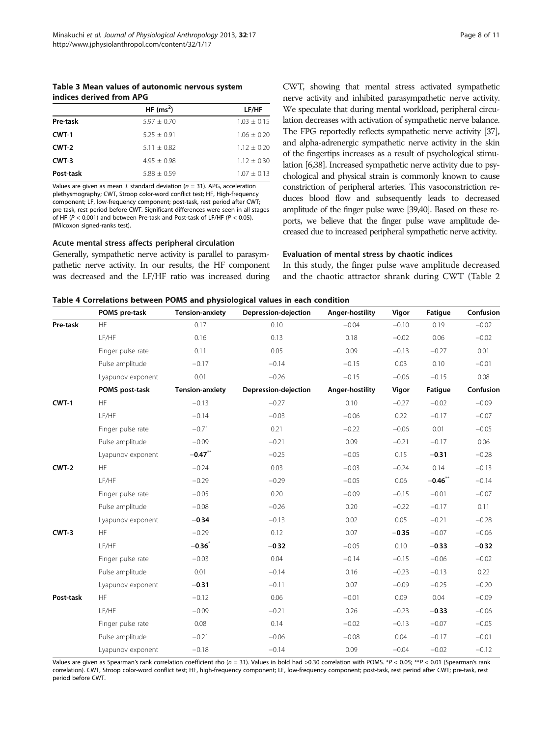**Table 3 Mean values of autonomic nervous system indices derived from APG**

| | HF ($ms^2$) | LF/HF |
|---|---|---|
| **Pre-task** | 5.97 ± 0.70 | 1.03 ± 0.15 |
| **CWT-1** | 5.25 ± 0.91 | 1.06 ± 0.20 |
| **CWT-2** | 5.11 ± 0.82 | 1.12 ± 0.20 |
| **CWT-3** | 4.95 ± 0.98 | 1.12 ± 0.30 |
| **Post-task** | 5.88 ± 0.59 | 1.07 ± 0.13 |

Values are given as mean ± standard deviation ($n$ = 31). APG, acceleration plethysmography; CWT, Stroop color-word conflict test; HF, High-frequency component; LF, low-frequency component; post-task, rest period after CWT; pre-task, rest period before CWT. Significant differences were seen in all stages of HF ($P$ < 0.001) and between Pre-task and Post-task of LF/HF ($P$ < 0.05). (Wilcoxon signed-ranks test).

### Acute mental stress affects peripheral circulation

Generally, sympathetic nerve activity is parallel to parasympathetic nerve activity. In our results, the HF component was decreased and the LF/HF ratio was increased during CWT, showing that mental stress activated sympathetic nerve activity and inhibited parasympathetic nerve activity. We speculate that during mental workload, peripheral circulation decreases with activation of sympathetic nerve balance. The FPG reportedly reflects sympathetic nerve activity [37], and alpha-adrenergic sympathetic nerve activity in the skin of the fingertips increases as a result of psychological stimulation [6,38]. Increased sympathetic nerve activity due to psychological and physical strain is commonly known to cause constriction of peripheral arteries. This vasoconstriction reduces blood flow and subsequently leads to decreased amplitude of the finger pulse wave [39,40]. Based on these reports, we believe that the finger pulse wave amplitude decreased due to increased peripheral sympathetic nerve activity.

### Evaluation of mental stress by chaotic indices

In this study, the finger pulse wave amplitude decreased and the chaotic attractor shrank during CWT (Table 2

**Table 4 Correlations between POMS and physiological values in each condition**

| | POMS pre-task | Tension-anxiety | Depression-dejection | Anger-hostility | Vigor | Fatigue | Confusion |
|---|---|---|---|---|---|---|---|
| **Pre-task** | HF | 0.17 | 0.10 | −0.04 | −0.10 | 0.19 | −0.02 |
| | LF/HF | 0.16 | 0.13 | 0.18 | −0.02 | 0.06 | −0.02 |
| | Finger pulse rate | 0.11 | 0.05 | 0.09 | −0.13 | −0.27 | 0.01 |
| | Pulse amplitude | −0.17 | −0.14 | −0.15 | 0.03 | 0.10 | −0.01 |
| | Lyapunov exponent | 0.01 | −0.26 | −0.15 | −0.06 | −0.15 | 0.08 |
| | **POMS post-task** | **Tension-anxiety** | **Depression-dejection** | **Anger-hostility** | **Vigor** | **Fatigue** | **Confusion** |
| **CWT-1** | HF | −0.13 | −0.27 | 0.10 | −0.27 | −0.02 | −0.09 |
| | LF/HF | −0.14 | −0.03 | −0.06 | 0.22 | −0.17 | −0.07 |
| | Finger pulse rate | −0.71 | 0.21 | −0.22 | −0.06 | 0.01 | −0.05 |
| | Pulse amplitude | −0.09 | −0.21 | 0.09 | −0.21 | −0.17 | 0.06 |
| | Lyapunov exponent | **−0.47****| −0.25 | −0.05 | 0.15 | **−0.31** | −0.28 |
| **CWT-2** | HF | −0.24 | 0.03 | −0.03 | −0.24 | 0.14 | −0.13 |
| | LF/HF | −0.29 | −0.29 | −0.05 | 0.06 | **−0.46**** | −0.14 |
| | Finger pulse rate | −0.05 | 0.20 | −0.09 | −0.15 | −0.01 | −0.07 |
| | Pulse amplitude | −0.08 | −0.26 | 0.20 | −0.22 | −0.17 | 0.11 |
| | Lyapunov exponent | **−0.34** | −0.13 | 0.02 | 0.05 | −0.21 | −0.28 |
| **CWT-3** | HF | −0.29 | 0.12 | 0.07 | **−0.35** | −0.07 | −0.06 |
| | LF/HF | **−0.36*** | **−0.32** | −0.05 | 0.10 | **−0.33** | **−0.32** |
| | Finger pulse rate | −0.03 | 0.04 | −0.14 | −0.15 | −0.06 | −0.02 |
| | Pulse amplitude | 0.01 | −0.14 | 0.16 | −0.23 | −0.13 | 0.22 |
| | Lyapunov exponent | **−0.31** | −0.11 | 0.07 | −0.09 | −0.25 | −0.20 |
| **Post-task** | HF | −0.12 | 0.06 | −0.01 | 0.09 | 0.04 | −0.09 |
| | LF/HF | −0.09 | −0.21 | 0.26 | −0.23 | **−0.33** | −0.06 |
| | Finger pulse rate | 0.08 | 0.14 | −0.02 | −0.13 | −0.07 | −0.05 |
| | Pulse amplitude | −0.21 | −0.06 | −0.08 | 0.04 | −0.17 | −0.01 |
| | Lyapunov exponent | −0.18 | −0.14 | 0.09 | −0.04 | −0.02 | −0.12 |

Values are given as Spearman's rank correlation coefficient rho ($n$ = 31). Values in bold had >0.30 correlation with POMS. *$P$ < 0.05; **$P$ < 0.01 (Spearman's rank correlation). CWT, Stroop color-word conflict test; HF, high-frequency component; LF, low-frequency component; post-task, rest period after CWT; pre-task, rest period before CWT.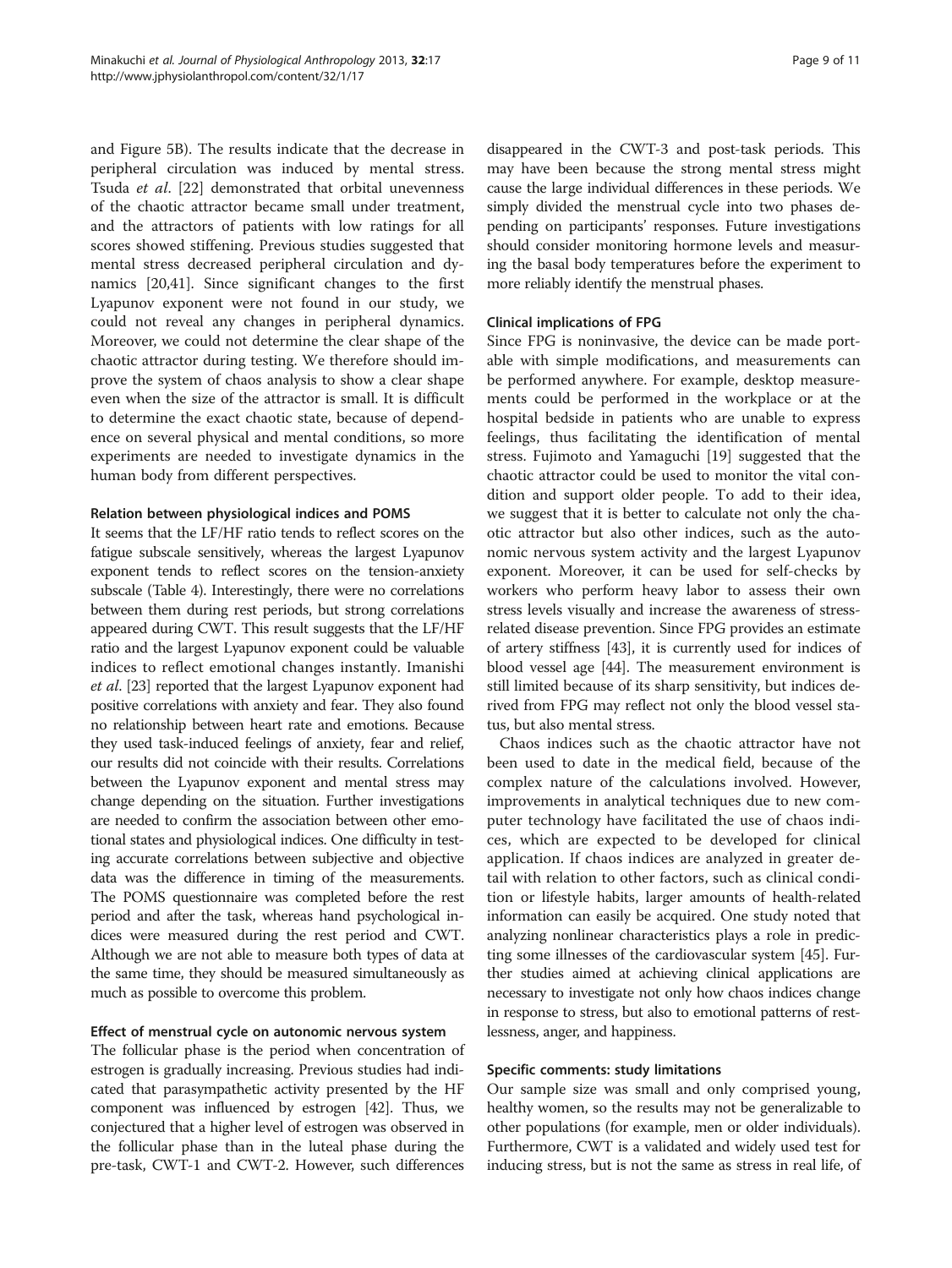and Figure 5B). The results indicate that the decrease in peripheral circulation was induced by mental stress. Tsuda *et al*. [22] demonstrated that orbital unevenness of the chaotic attractor became small under treatment, and the attractors of patients with low ratings for all scores showed stiffening. Previous studies suggested that mental stress decreased peripheral circulation and dynamics [20,41]. Since significant changes to the first Lyapunov exponent were not found in our study, we could not reveal any changes in peripheral dynamics. Moreover, we could not determine the clear shape of the chaotic attractor during testing. We therefore should improve the system of chaos analysis to show a clear shape even when the size of the attractor is small. It is difficult to determine the exact chaotic state, because of dependence on several physical and mental conditions, so more experiments are needed to investigate dynamics in the human body from different perspectives.

#### Relation between physiological indices and POMS

It seems that the LF/HF ratio tends to reflect scores on the fatigue subscale sensitively, whereas the largest Lyapunov exponent tends to reflect scores on the tension-anxiety subscale (Table 4). Interestingly, there were no correlations between them during rest periods, but strong correlations appeared during CWT. This result suggests that the LF/HF ratio and the largest Lyapunov exponent could be valuable indices to reflect emotional changes instantly. Imanishi *et al*. [23] reported that the largest Lyapunov exponent had positive correlations with anxiety and fear. They also found no relationship between heart rate and emotions. Because they used task-induced feelings of anxiety, fear and relief, our results did not coincide with their results. Correlations between the Lyapunov exponent and mental stress may change depending on the situation. Further investigations are needed to confirm the association between other emotional states and physiological indices. One difficulty in testing accurate correlations between subjective and objective data was the difference in timing of the measurements. The POMS questionnaire was completed before the rest period and after the task, whereas hand psychological indices were measured during the rest period and CWT. Although we are not able to measure both types of data at the same time, they should be measured simultaneously as much as possible to overcome this problem.

#### Effect of menstrual cycle on autonomic nervous system

The follicular phase is the period when concentration of estrogen is gradually increasing. Previous studies had indicated that parasympathetic activity presented by the HF component was influenced by estrogen [42]. Thus, we conjectured that a higher level of estrogen was observed in the follicular phase than in the luteal phase during the pre-task, CWT-1 and CWT-2. However, such differences disappeared in the CWT-3 and post-task periods. This may have been because the strong mental stress might cause the large individual differences in these periods. We simply divided the menstrual cycle into two phases depending on participants' responses. Future investigations should consider monitoring hormone levels and measuring the basal body temperatures before the experiment to more reliably identify the menstrual phases.

#### Clinical implications of FPG

Since FPG is noninvasive, the device can be made portable with simple modifications, and measurements can be performed anywhere. For example, desktop measurements could be performed in the workplace or at the hospital bedside in patients who are unable to express feelings, thus facilitating the identification of mental stress. Fujimoto and Yamaguchi [19] suggested that the chaotic attractor could be used to monitor the vital condition and support older people. To add to their idea, we suggest that it is better to calculate not only the chaotic attractor but also other indices, such as the autonomic nervous system activity and the largest Lyapunov exponent. Moreover, it can be used for self-checks by workers who perform heavy labor to assess their own stress levels visually and increase the awareness of stress-related disease prevention. Since FPG provides an estimate of artery stiffness [43], it is currently used for indices of blood vessel age [44]. The measurement environment is still limited because of its sharp sensitivity, but indices derived from FPG may reflect not only the blood vessel status, but also mental stress.

Chaos indices such as the chaotic attractor have not been used to date in the medical field, because of the complex nature of the calculations involved. However, improvements in analytical techniques due to new computer technology have facilitated the use of chaos indices, which are expected to be developed for clinical application. If chaos indices are analyzed in greater detail with relation to other factors, such as clinical condition or lifestyle habits, larger amounts of health-related information can easily be acquired. One study noted that analyzing nonlinear characteristics plays a role in predicting some illnesses of the cardiovascular system [45]. Further studies aimed at achieving clinical applications are necessary to investigate not only how chaos indices change in response to stress, but also to emotional patterns of restlessness, anger, and happiness.

#### Specific comments: study limitations

Our sample size was small and only comprised young, healthy women, so the results may not be generalizable to other populations (for example, men or older individuals). Furthermore, CWT is a validated and widely used test for inducing stress, but is not the same as stress in real life, of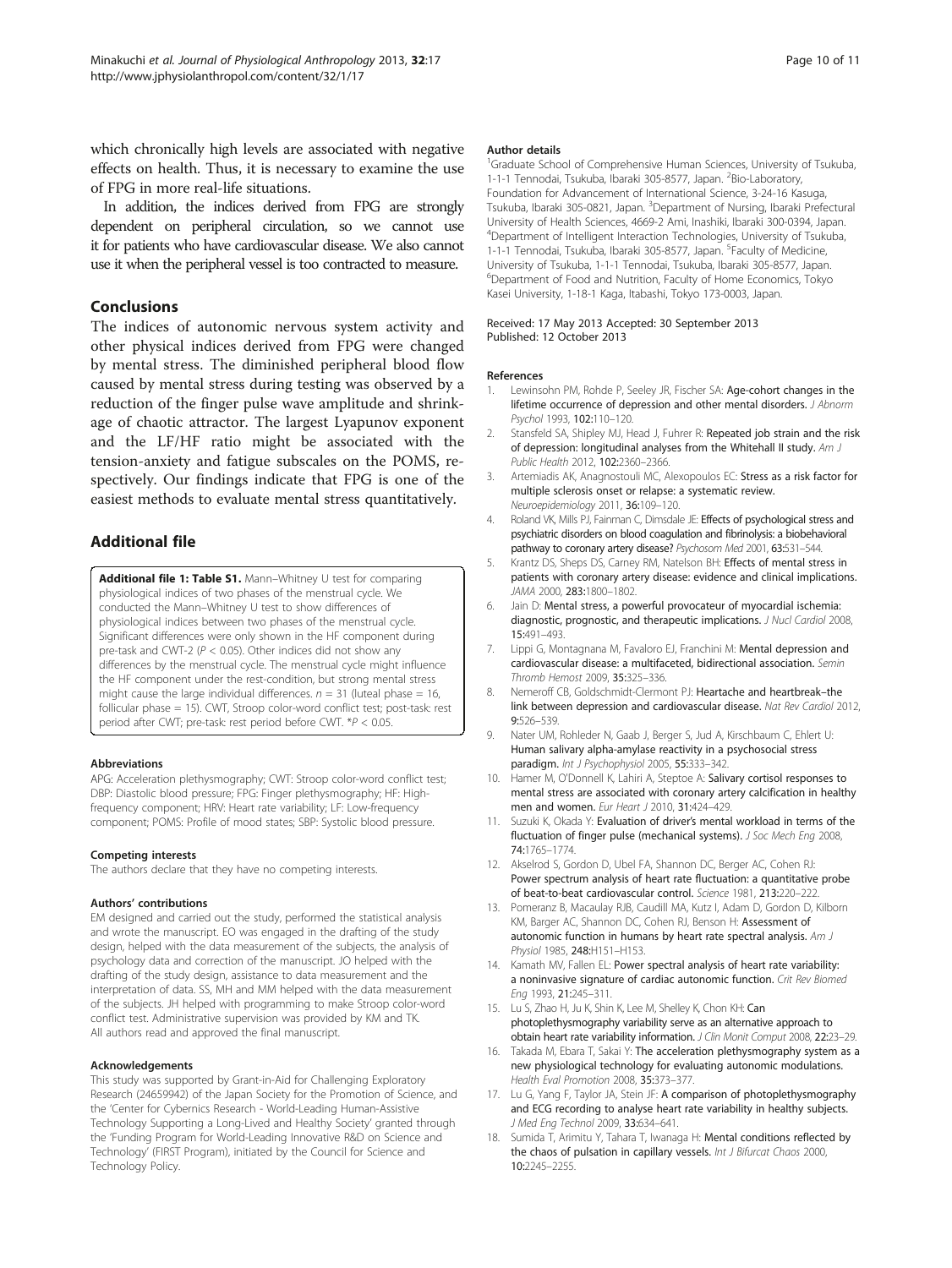which chronically high levels are associated with negative effects on health. Thus, it is necessary to examine the use of FPG in more real-life situations.

In addition, the indices derived from FPG are strongly dependent on peripheral circulation, so we cannot use it for patients who have cardiovascular disease. We also cannot use it when the peripheral vessel is too contracted to measure.

## Conclusions

The indices of autonomic nervous system activity and other physical indices derived from FPG were changed by mental stress. The diminished peripheral blood flow caused by mental stress during testing was observed by a reduction of the finger pulse wave amplitude and shrinkage of chaotic attractor. The largest Lyapunov exponent and the LF/HF ratio might be associated with the tension-anxiety and fatigue subscales on the POMS, respectively. Our findings indicate that FPG is one of the easiest methods to evaluate mental stress quantitatively.

## Additional file

**Additional file 1: Table S1.** Mann–Whitney U test for comparing physiological indices of two phases of the menstrual cycle. We conducted the Mann–Whitney U test to show differences of physiological indices between two phases of the menstrual cycle. Significant differences were only shown in the HF component during pre-task and CWT-2 ($P < 0.05$). Other indices did not show any differences by the menstrual cycle. The menstrual cycle might influence the HF component under the rest-condition, but strong mental stress might cause the large individual differences. $n = 31$ (luteal phase = 16, follicular phase = 15). CWT, Stroop color-word conflict test; post-task: rest period after CWT; pre-task: rest period before CWT. *$P < 0.05$.

#### Abbreviations

APG: Acceleration plethysmography; CWT: Stroop color-word conflict test; DBP: Diastolic blood pressure; FPG: Finger plethysmography; HF: High-frequency component; HRV: Heart rate variability; LF: Low-frequency component; POMS: Profile of mood states; SBP: Systolic blood pressure.

#### Competing interests

The authors declare that they have no competing interests.

#### Authors' contributions

EM designed and carried out the study, performed the statistical analysis and wrote the manuscript. EO was engaged in the drafting of the study design, helped with the data measurement of the subjects, the analysis of psychology data and correction of the manuscript. JO helped with the drafting of the study design, assistance to data measurement and the interpretation of data. SS, MH and MM helped with the data measurement of the subjects. JH helped with programming to make Stroop color-word conflict test. Administrative supervision was provided by KM and TK. All authors read and approved the final manuscript.

#### Acknowledgements

This study was supported by Grant-in-Aid for Challenging Exploratory Research (24659942) of the Japan Society for the Promotion of Science, and the 'Center for Cybernics Research - World-Leading Human-Assistive Technology Supporting a Long-Lived and Healthy Society' granted through the 'Funding Program for World-Leading Innovative R&D on Science and Technology' (FIRST Program), initiated by the Council for Science and Technology Policy.

#### Author details

[1]Graduate School of Comprehensive Human Sciences, University of Tsukuba, 1-1-1 Tennodai, Tsukuba, Ibaraki 305-8577, Japan. [2]Bio-Laboratory, Foundation for Advancement of International Science, 3-24-16 Kasuga, Tsukuba, Ibaraki 305-0821, Japan. [3]Department of Nursing, Ibaraki Prefectural University of Health Sciences, 4669-2 Ami, Inashiki, Ibaraki 300-0394, Japan. [4]Department of Intelligent Interaction Technologies, University of Tsukuba, 1-1-1 Tennodai, Tsukuba, Ibaraki 305-8577, Japan. [5]Faculty of Medicine, University of Tsukuba, 1-1-1 Tennodai, Tsukuba, Ibaraki 305-8577, Japan. [6]Department of Food and Nutrition, Faculty of Home Economics, Tokyo Kasei University, 1-18-1 Kaga, Itabashi, Tokyo 173-0003, Japan.

Received: 17 May 2013 Accepted: 30 September 2013
Published: 12 October 2013

#### References

1. Lewinsohn PM, Rohde P, Seeley JR, Fischer SA: **Age-cohort changes in the lifetime occurrence of depression and other mental disorders.** *J Abnorm Psychol* 1993, **102:**110–120.
2. Stansfeld SA, Shipley MJ, Head J, Fuhrer R: **Repeated job strain and the risk of depression: longitudinal analyses from the Whitehall II study.** *Am J Public Health* 2012, **102:**2360–2366.
3. Artemiadis AK, Anagnostouli MC, Alexopoulos EC: **Stress as a risk factor for multiple sclerosis onset or relapse: a systematic review.** *Neuroepidemiology* 2011, **36:**109–120.
4. Roland VK, Mills PJ, Fainman C, Dimsdale JE: **Effects of psychological stress and psychiatric disorders on blood coagulation and fibrinolysis: a biobehavioral pathway to coronary artery disease?** *Psychosom Med* 2001, **63:**531–544.
5. Krantz DS, Sheps DS, Carney RM, Natelson BH: **Effects of mental stress in patients with coronary artery disease: evidence and clinical implications.** *JAMA* 2000, **283:**1800–1802.
6. Jain D: **Mental stress, a powerful provocateur of myocardial ischemia: diagnostic, prognostic, and therapeutic implications.** *J Nucl Cardiol* 2008, **15:**491–493.
7. Lippi G, Montagnana M, Favaloro EJ, Franchini M: **Mental depression and cardiovascular disease: a multifaceted, bidirectional association.** *Semin Thromb Hemost* 2009, **35:**325–336.
8. Nemeroff CB, Goldschmidt-Clermont PJ: **Heartache and heartbreak–the link between depression and cardiovascular disease.** *Nat Rev Cardiol* 2012, **9:**526–539.
9. Nater UM, Rohleder N, Gaab J, Berger S, Jud A, Kirschbaum C, Ehlert U: **Human salivary alpha-amylase reactivity in a psychosocial stress paradigm.** *Int J Psychophysiol* 2005, **55:**333–342.
10. Hamer M, O'Donnell K, Lahiri A, Steptoe A: **Salivary cortisol responses to mental stress are associated with coronary artery calcification in healthy men and women.** *Eur Heart J* 2010, **31:**424–429.
11. Suzuki K, Okada Y: **Evaluation of driver's mental workload in terms of the fluctuation of finger pulse (mechanical systems).** *J Soc Mech Eng* 2008, **74:**1765–1774.
12. Akselrod S, Gordon D, Ubel FA, Shannon DC, Berger AC, Cohen RJ: **Power spectrum analysis of heart rate fluctuation: a quantitative probe of beat-to-beat cardiovascular control.** *Science* 1981, **213:**220–222.
13. Pomeranz B, Macaulay RJB, Caudill MA, Kutz I, Adam D, Gordon D, Kilborn KM, Barger AC, Shannon DC, Cohen RJ, Benson H: **Assessment of autonomic function in humans by heart rate spectral analysis.** *Am J Physiol* 1985, **248:**H151–H153.
14. Kamath MV, Fallen EL: **Power spectral analysis of heart rate variability: a noninvasive signature of cardiac autonomic function.** *Crit Rev Biomed Eng* 1993, **21:**245–311.
15. Lu S, Zhao H, Ju K, Shin K, Lee M, Shelley K, Chon KH: **Can photoplethysmography variability serve as an alternative approach to obtain heart rate variability information.** *J Clin Monit Comput* 2008, **22:**23–29.
16. Takada M, Ebara T, Sakai Y: **The acceleration plethysmography system as a new physiological technology for evaluating autonomic modulations.** *Health Eval Promotion* 2008, **35:**373–377.
17. Lu G, Yang F, Taylor JA, Stein JF: **A comparison of photoplethysmography and ECG recording to analyse heart rate variability in healthy subjects.** *J Med Eng Technol* 2009, **33:**634–641.
18. Sumida T, Arimitu Y, Tahara T, Iwanaga H: **Mental conditions reflected by the chaos of pulsation in capillary vessels.** *Int J Bifurcat Chaos* 2000, **10:**2245–2255.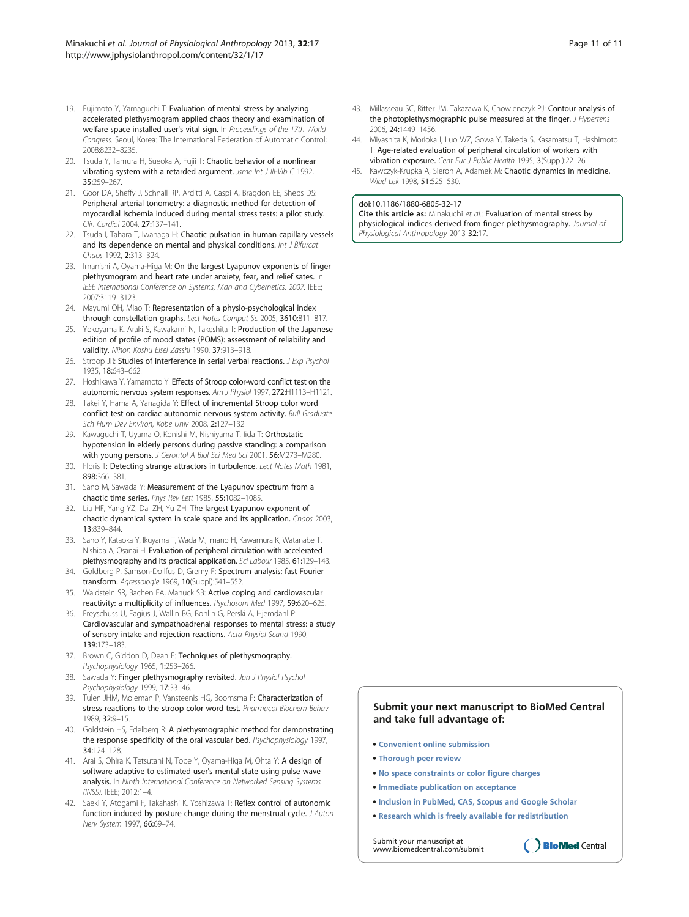19. Fujimoto Y, Yamaguchi T: **Evaluation of mental stress by analyzing accelerated plethysmogram applied chaos theory and examination of welfare space installed user's vital sign.** In *Proceedings of the 17th World Congress.* Seoul, Korea: The International Federation of Automatic Control; 2008:8232–8235.
20. Tsuda Y, Tamura H, Sueoka A, Fujii T: **Chaotic behavior of a nonlinear vibrating system with a retarded argument.** *Jsme Int J III-Vib C* 1992, **35:**259–267.
21. Goor DA, Sheffy J, Schnall RP, Arditti A, Caspi A, Bragdon EE, Sheps DS: **Peripheral arterial tonometry: a diagnostic method for detection of myocardial ischemia induced during mental stress tests: a pilot study.** *Clin Cardiol* 2004, **27:**137–141.
22. Tsuda I, Tahara T, Iwanaga H: **Chaotic pulsation in human capillary vessels and its dependence on mental and physical conditions.** *Int J Bifurcat Chaos* 1992, **2:**313–324.
23. Imanishi A, Oyama-Higa M: **On the largest Lyapunov exponents of finger plethysmogram and heart rate under anxiety, fear, and relief sates.** In *IEEE International Conference on Systems, Man and Cybernetics, 2007.* IEEE; 2007:3119–3123.
24. Mayumi OH, Miao T: **Representation of a physio-psychological index through constellation graphs.** *Lect Notes Comput Sc* 2005, **3610:**811–817.
25. Yokoyama K, Araki S, Kawakami N, Takeshita T: **Production of the Japanese edition of profile of mood states (POMS): assessment of reliability and validity.** *Nihon Koshu Eisei Zasshi* 1990, **37:**913–918.
26. Stroop JR: **Studies of interference in serial verbal reactions.** *J Exp Psychol* 1935, **18:**643–662.
27. Hoshikawa Y, Yamamoto Y: **Effects of Stroop color-word conflict test on the autonomic nervous system responses.** *Am J Physiol* 1997, **272:**H1113–H1121.
28. Takei Y, Hama A, Yanagida Y: **Effect of incremental Stroop color word conflict test on cardiac autonomic nervous system activity.** *Bull Graduate Sch Hum Dev Environ, Kobe Univ* 2008, **2:**127–132.
29. Kawaguchi T, Uyama O, Konishi M, Nishiyama T, Iida T: **Orthostatic hypotension in elderly persons during passive standing: a comparison with young persons.** *J Gerontol A Biol Sci Med Sci* 2001, **56:**M273–M280.
30. Floris T: **Detecting strange attractors in turbulence.** *Lect Notes Math* 1981, **898:**366–381.
31. Sano M, Sawada Y: **Measurement of the Lyapunov spectrum from a chaotic time series.** *Phys Rev Lett* 1985, **55:**1082–1085.
32. Liu HF, Yang YZ, Dai ZH, Yu ZH: **The largest Lyapunov exponent of chaotic dynamical system in scale space and its application.** *Chaos* 2003, **13:**839–844.
33. Sano Y, Kataoka Y, Ikuyama T, Wada M, Imano H, Kawamura K, Watanabe T, Nishida A, Osanai H: **Evaluation of peripheral circulation with accelerated plethysmography and its practical application.** *Sci Labour* 1985, **61:**129–143.
34. Goldberg P, Samson-Dollfus D, Gremy F: **Spectrum analysis: fast Fourier transform.** *Agressologie* 1969, **10**(Suppl)**:**541–552.
35. Waldstein SR, Bachen EA, Manuck SB: **Active coping and cardiovascular reactivity: a multiplicity of influences.** *Psychosom Med* 1997, **59:**620–625.
36. Freyschuss U, Fagius J, Wallin BG, Bohlin G, Perski A, Hjemdahl P: **Cardiovascular and sympathoadrenal responses to mental stress: a study of sensory intake and rejection reactions.** *Acta Physiol Scand* 1990, **139:**173–183.
37. Brown C, Giddon D, Dean E: **Techniques of plethysmography.** *Psychophysiology* 1965, **1:**253–266.
38. Sawada Y: **Finger plethysmography revisited.** *Jpn J Physiol Psychol Psychophysiology* 1999, **17:**33–46.
39. Tulen JHM, Moleman P, Vansteenis HG, Boomsma F: **Characterization of stress reactions to the stroop color word test.** *Pharmacol Biochem Behav* 1989, **32:**9–15.
40. Goldstein HS, Edelberg R: **A plethysmographic method for demonstrating the response specificity of the oral vascular bed.** *Psychophysiology* 1997, **34:**124–128.
41. Arai S, Ohira K, Tetsutani N, Tobe Y, Oyama-Higa M, Ohta Y: **A design of software adaptive to estimated user's mental state using pulse wave analysis.** In *Ninth International Conference on Networked Sensing Systems (INSS).* IEEE; 2012:1–4.
42. Saeki Y, Atogami F, Takahashi K, Yoshizawa T: **Reflex control of autonomic function induced by posture change during the menstrual cycle.** *J Auton Nerv System* 1997, **66:**69–74.
43. Millasseau SC, Ritter JM, Takazawa K, Chowienczyk PJ: **Contour analysis of the photoplethysmographic pulse measured at the finger.** *J Hypertens* 2006, **24:**1449–1456.
44. Miyashita K, Morioka I, Luo WZ, Gowa Y, Takeda S, Kasamatsu T, Hashimoto T: **Age-related evaluation of peripheral circulation of workers with vibration exposure.** *Cent Eur J Public Health* 1995, **3**(Suppl)**:**22–26.
45. Kawczyk-Krupka A, Sieron A, Adamek M: **Chaotic dynamics in medicine.** *Wiad Lek* 1998, **51:**525–530.

doi:10.1186/1880-6805-32-17

**Cite this article as:** Minakuchi *et al.*: Evaluation of mental stress by physiological indices derived from finger plethysmography. *Journal of Physiological Anthropology* 2013 **32**:17.

**Submit your next manuscript to BioMed Central and take full advantage of:**

- **Convenient online submission**
- **Thorough peer review**
- **No space constraints or color figure charges**
- **Immediate publication on acceptance**
- **Inclusion in PubMed, CAS, Scopus and Google Scholar**
- **Research which is freely available for redistribution**

Submit your manuscript at
www.biomedcentral.com/submit

BioMed Central